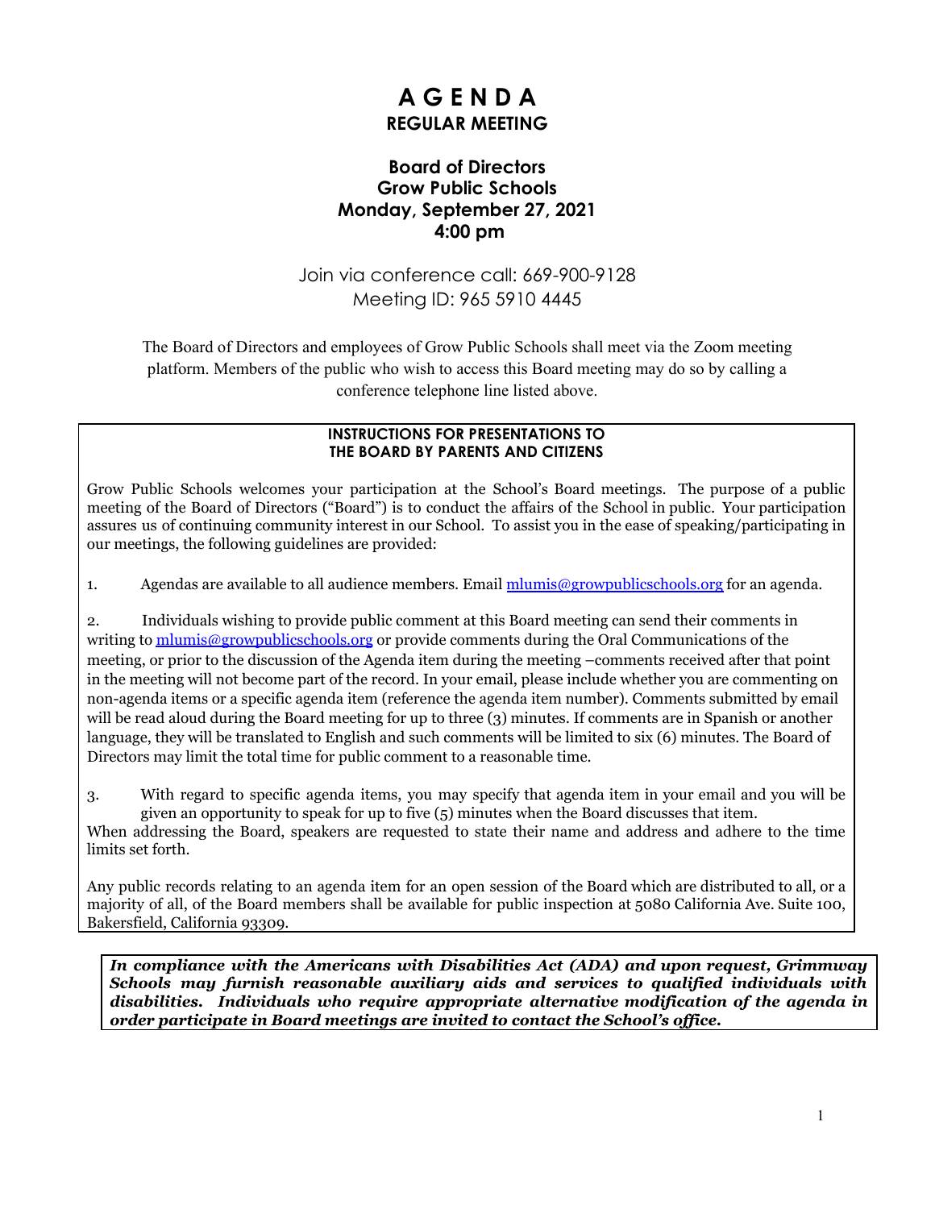# A G E N D A

## REGULAR MEETING

### Board of Directors
### Grow Public Schools
### Monday, September 27, 2021
### 4:00 pm

Join via conference call: 669-900-9128
Meeting ID: 965 5910 4445

The Board of Directors and employees of Grow Public Schools shall meet via the Zoom meeting platform. Members of the public who wish to access this Board meeting may do so by calling a conference telephone line listed above.

**INSTRUCTIONS FOR PRESENTATIONS TO THE BOARD BY PARENTS AND CITIZENS**

Grow Public Schools welcomes your participation at the School's Board meetings. The purpose of a public meeting of the Board of Directors ("Board") is to conduct the affairs of the School in public. Your participation assures us of continuing community interest in our School. To assist you in the ease of speaking/participating in our meetings, the following guidelines are provided:

1. Agendas are available to all audience members. Email mlumis@growpublicschools.org for an agenda.

2. Individuals wishing to provide public comment at this Board meeting can send their comments in writing to mlumis@growpublicschools.org or provide comments during the Oral Communications of the meeting, or prior to the discussion of the Agenda item during the meeting –comments received after that point in the meeting will not become part of the record. In your email, please include whether you are commenting on non-agenda items or a specific agenda item (reference the agenda item number). Comments submitted by email will be read aloud during the Board meeting for up to three (3) minutes. If comments are in Spanish or another language, they will be translated to English and such comments will be limited to six (6) minutes. The Board of Directors may limit the total time for public comment to a reasonable time.

3. With regard to specific agenda items, you may specify that agenda item in your email and you will be given an opportunity to speak for up to five (5) minutes when the Board discusses that item.

When addressing the Board, speakers are requested to state their name and address and adhere to the time limits set forth.

Any public records relating to an agenda item for an open session of the Board which are distributed to all, or a majority of all, of the Board members shall be available for public inspection at 5080 California Ave. Suite 100, Bakersfield, California 93309.

***In compliance with the Americans with Disabilities Act (ADA) and upon request, Grimmway Schools may furnish reasonable auxiliary aids and services to qualified individuals with disabilities. Individuals who require appropriate alternative modification of the agenda in order participate in Board meetings are invited to contact the School's office.***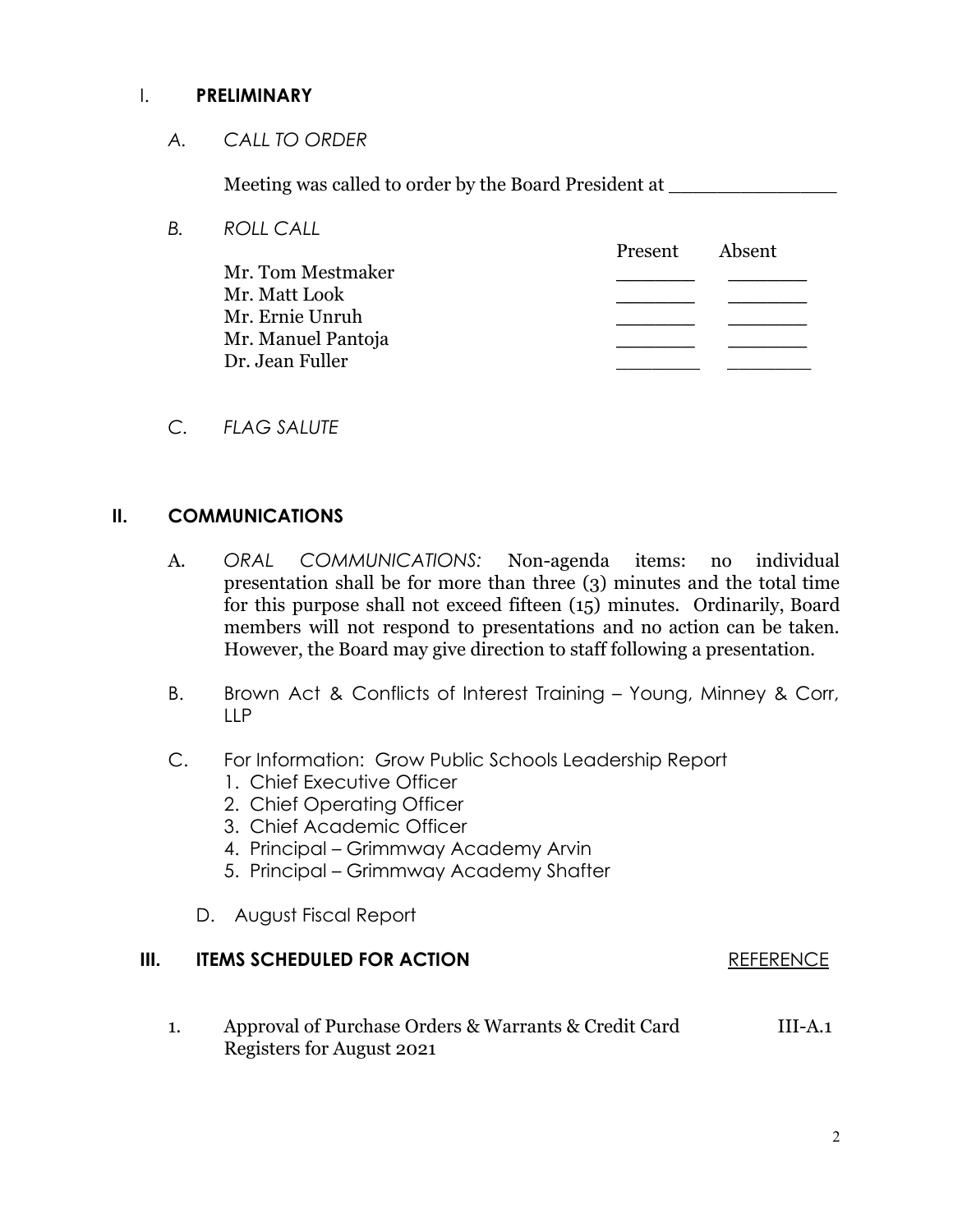## I. **PRELIMINARY**

*A. CALL TO ORDER*

Meeting was called to order by the Board President at _______________

*B. ROLL CALL*

| | Present | Absent |
|---|---|---|
| Mr. Tom Mestmaker | _______ | _______ |
| Mr. Matt Look | _______ | _______ |
| Mr. Ernie Unruh | _______ | _______ |
| Mr. Manuel Pantoja | _______ | _______ |
| Dr. Jean Fuller | _______ | _______ |

*C. FLAG SALUTE*

## II. **COMMUNICATIONS**

A. *ORAL COMMUNICATIONS:* Non-agenda items: no individual presentation shall be for more than three (3) minutes and the total time for this purpose shall not exceed fifteen (15) minutes. Ordinarily, Board members will not respond to presentations and no action can be taken. However, the Board may give direction to staff following a presentation.

B. Brown Act & Conflicts of Interest Training – Young, Minney & Corr, LLP

C. For Information: Grow Public Schools Leadership Report
1. Chief Executive Officer
2. Chief Operating Officer
3. Chief Academic Officer
4. Principal – Grimmway Academy Arvin
5. Principal – Grimmway Academy Shafter

D. August Fiscal Report

## III. **ITEMS SCHEDULED FOR ACTION**

| | | REFERENCE |
|---|---|---|
| 1. | Approval of Purchase Orders & Warrants & Credit Card Registers for August 2021 | III-A.1 |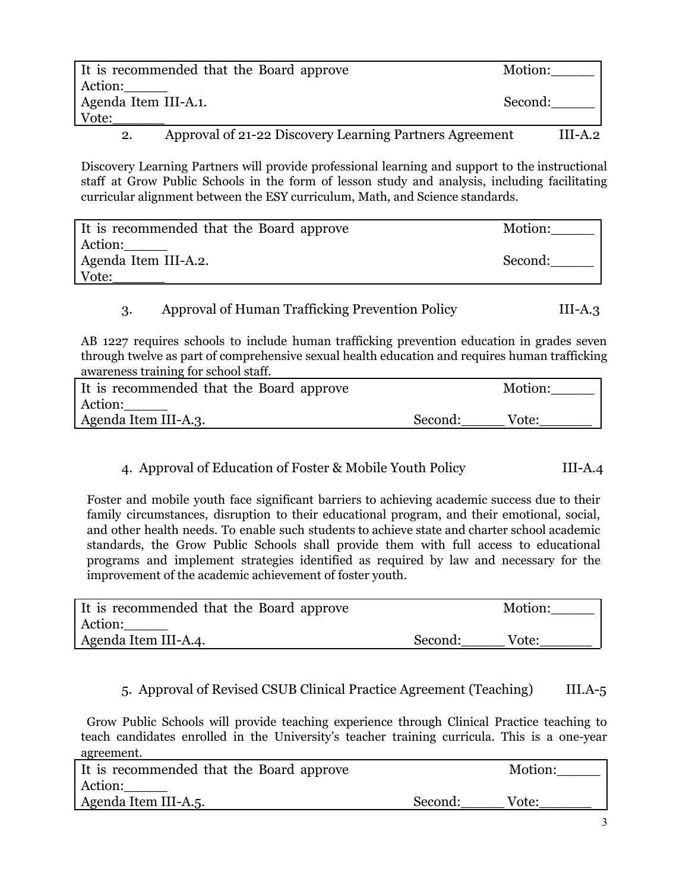| It is recommended that the Board approve | Motion:_____ |
|---|---|
| Action:_____ | |
| Agenda Item III-A.1. | Second:_____ |
| Vote:______ | |

2. Approval of 21-22 Discovery Learning Partners Agreement III-A.2

Discovery Learning Partners will provide professional learning and support to the instructional staff at Grow Public Schools in the form of lesson study and analysis, including facilitating curricular alignment between the ESY curriculum, Math, and Science standards.

| It is recommended that the Board approve | Motion:_____ |
|---|---|
| Action:_____ | |
| Agenda Item III-A.2. | Second:_____ |
| Vote:______ | |

3. Approval of Human Trafficking Prevention Policy III-A.3

AB 1227 requires schools to include human trafficking prevention education in grades seven through twelve as part of comprehensive sexual health education and requires human trafficking awareness training for school staff.

| It is recommended that the Board approve | | Motion:_____ |
|---|---|---|
| Action:_____ | | |
| Agenda Item III-A.3. | Second:_____ | Vote:______ |

4. Approval of Education of Foster & Mobile Youth Policy III-A.4

Foster and mobile youth face significant barriers to achieving academic success due to their family circumstances, disruption to their educational program, and their emotional, social, and other health needs. To enable such students to achieve state and charter school academic standards, the Grow Public Schools shall provide them with full access to educational programs and implement strategies identified as required by law and necessary for the improvement of the academic achievement of foster youth.

| It is recommended that the Board approve | | Motion:_____ |
|---|---|---|
| Action:_____ | | |
| Agenda Item III-A.4. | Second:_____ | Vote:______ |

5. Approval of Revised CSUB Clinical Practice Agreement (Teaching) III.A-5

Grow Public Schools will provide teaching experience through Clinical Practice teaching to teach candidates enrolled in the University's teacher training curricula. This is a one-year agreement.

| It is recommended that the Board approve | | Motion:_____ |
|---|---|---|
| Action:_____ | | |
| Agenda Item III-A.5. | Second:_____ | Vote:______ |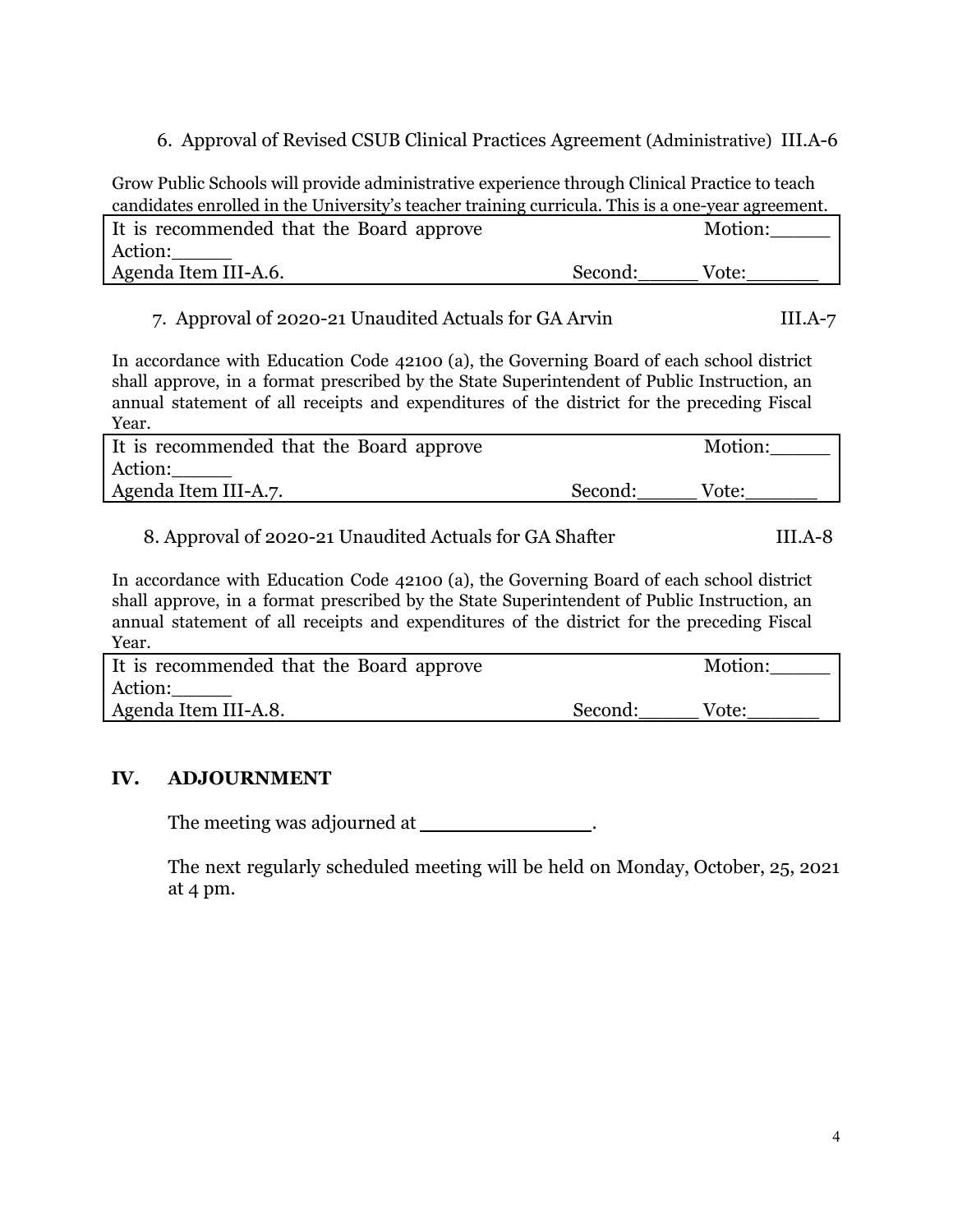6. Approval of Revised CSUB Clinical Practices Agreement (Administrative) III.A-6

Grow Public Schools will provide administrative experience through Clinical Practice to teach candidates enrolled in the University's teacher training curricula. This is a one-year agreement.

| | |
|---|---|
| It is recommended that the Board approve | Motion:_____ |
| Action:_____ | |
| Agenda Item III-A.6. | Second:_____ Vote:______ |

7. Approval of 2020-21 Unaudited Actuals for GA Arvin III.A-7

In accordance with Education Code 42100 (a), the Governing Board of each school district shall approve, in a format prescribed by the State Superintendent of Public Instruction, an annual statement of all receipts and expenditures of the district for the preceding Fiscal Year.

| | |
|---|---|
| It is recommended that the Board approve | Motion:_____ |
| Action:_____ | |
| Agenda Item III-A.7. | Second:_____ Vote:______ |

8. Approval of 2020-21 Unaudited Actuals for GA Shafter III.A-8

In accordance with Education Code 42100 (a), the Governing Board of each school district shall approve, in a format prescribed by the State Superintendent of Public Instruction, an annual statement of all receipts and expenditures of the district for the preceding Fiscal Year.

| | |
|---|---|
| It is recommended that the Board approve | Motion:_____ |
| Action:_____ | |
| Agenda Item III-A.8. | Second:_____ Vote:______ |

## IV. ADJOURNMENT

The meeting was adjourned at _______________.

The next regularly scheduled meeting will be held on Monday, October, 25, 2021 at 4 pm.